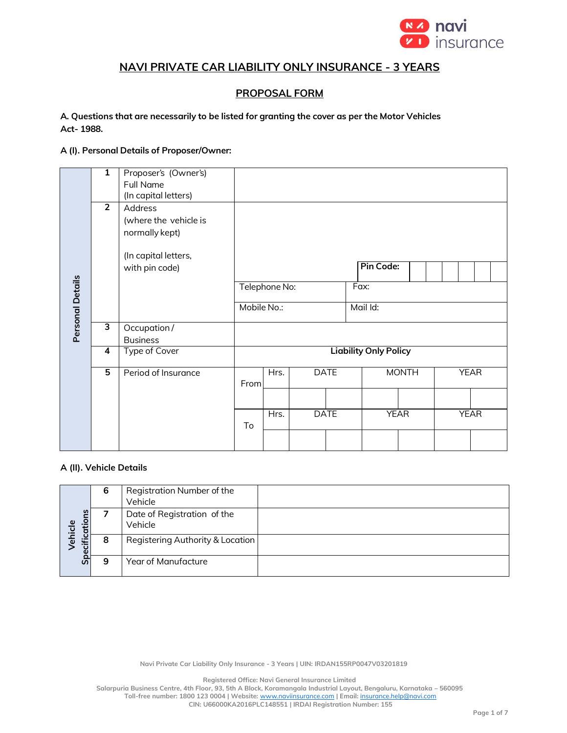# NAVI PRIVATE CAR LIABILITY ONLY INSURANCE - 3 YEARS

## PROPOSAL FORM

**A. Questions that are necessarily to be listed for granting the cover as per the Motor Vehicles Act- 1988.**

**A (I). Personal Details of Proposer/Owner:**

| Personal Details | No. | Particulars | | | | | | | |
|---|---|---|---|---|---|---|---|---|---|
| | 1 | Proposer's (Owner's) Full Name (In capital letters) | | | | | | | |
| | 2 | Address (where the vehicle is normally kept) (In capital letters, with pin code) | | | | | Pin Code: | | |
| | | | Telephone No: | | | | Fax: | | |
| | | | Mobile No.: | | | | Mail Id: | | |
| | 3 | Occupation / Business | | | | | | | |
| | 4 | Type of Cover | **Liability Only Policy** | | | | | | |
| | 5 | Period of Insurance | From | Hrs. | DATE | | MONTH | | YEAR |
| | | | | | | | | | |
| | | | To | Hrs. | DATE | | YEAR | | YEAR |
| | | | | | | | | | |

**A (II). Vehicle Details**

| Vehicle Specifications | No. | Particulars | |
|---|---|---|---|
| | 6 | Registration Number of the Vehicle | |
| | 7 | Date of Registration of the Vehicle | |
| | 8 | Registering Authority & Location | |
| | 9 | Year of Manufacture | |

Navi Private Car Liability Only Insurance - 3 Years | UIN: IRDAN155RP0047V03201819

Registered Office: Navi General Insurance Limited
Salarpuria Business Centre, 4th Floor, 93, 5th A Block, Koramangala Industrial Layout, Bengaluru, Karnataka – 560095
Toll-free number: 1800 123 0004 | Website: www.naviinsurance.com | Email: insurance.help@navi.com
CIN: U66000KA2016PLC148551 | IRDAI Registration Number: 155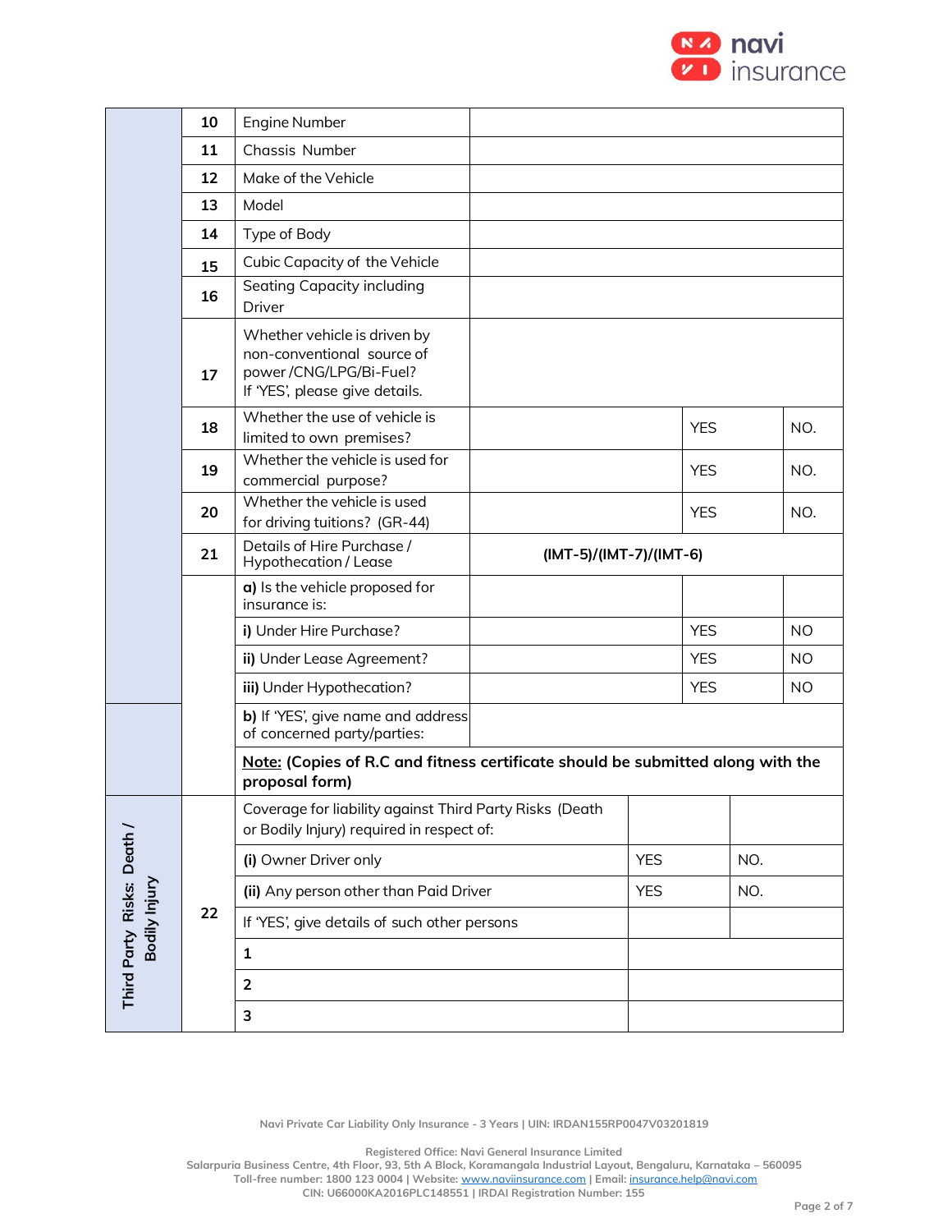| | | | | | |
|---|---|---|---|---|---|
| | 10 | Engine Number | | | |
| | 11 | Chassis Number | | | |
| | 12 | Make of the Vehicle | | | |
| | 13 | Model | | | |
| | 14 | Type of Body | | | |
| | 15 | Cubic Capacity of the Vehicle | | | |
| | 16 | Seating Capacity including Driver | | | |
| | 17 | Whether vehicle is driven by non-conventional source of power /CNG/LPG/Bi-Fuel? If 'YES', please give details. | | | |
| | 18 | Whether the use of vehicle is limited to own premises? | | YES | NO. |
| | 19 | Whether the vehicle is used for commercial purpose? | | YES | NO. |
| | 20 | Whether the vehicle is used for driving tuitions? (GR-44) | | YES | NO. |
| | 21 | Details of Hire Purchase / Hypothecation / Lease | **(IMT-5)/(IMT-7)/(IMT-6)** | | |
| | | **a)** Is the vehicle proposed for insurance is: | | | |
| | | **i)** Under Hire Purchase? | | YES | NO |
| | | **ii)** Under Lease Agreement? | | YES | NO |
| | | **iii)** Under Hypothecation? | | YES | NO |
| | | **b)** If 'YES', give name and address of concerned party/parties: | | | |
| | | **Note: (Copies of R.C and fitness certificate should be submitted along with the proposal form)** | | | |

| | | | | |
|---|---|---|---|---|
| Third Party Risks: Death / Bodily Injury | 22 | Coverage for liability against Third Party Risks (Death or Bodily Injury) required in respect of: | | |
| | | **(i)** Owner Driver only | YES | NO. |
| | | **(ii)** Any person other than Paid Driver | YES | NO. |
| | | If 'YES', give details of such other persons | | |
| | | **1** | | |
| | | **2** | | |
| | | **3** | | |

Navi Private Car Liability Only Insurance - 3 Years | UIN: IRDAN155RP0047V03201819

Registered Office: Navi General Insurance Limited
Salarpuria Business Centre, 4th Floor, 93, 5th A Block, Koramangala Industrial Layout, Bengaluru, Karnataka – 560095
Toll-free number: 1800 123 0004 | Website: www.naviinsurance.com | Email: insurance.help@navi.com
CIN: U66000KA2016PLC148551 | IRDAI Registration Number: 155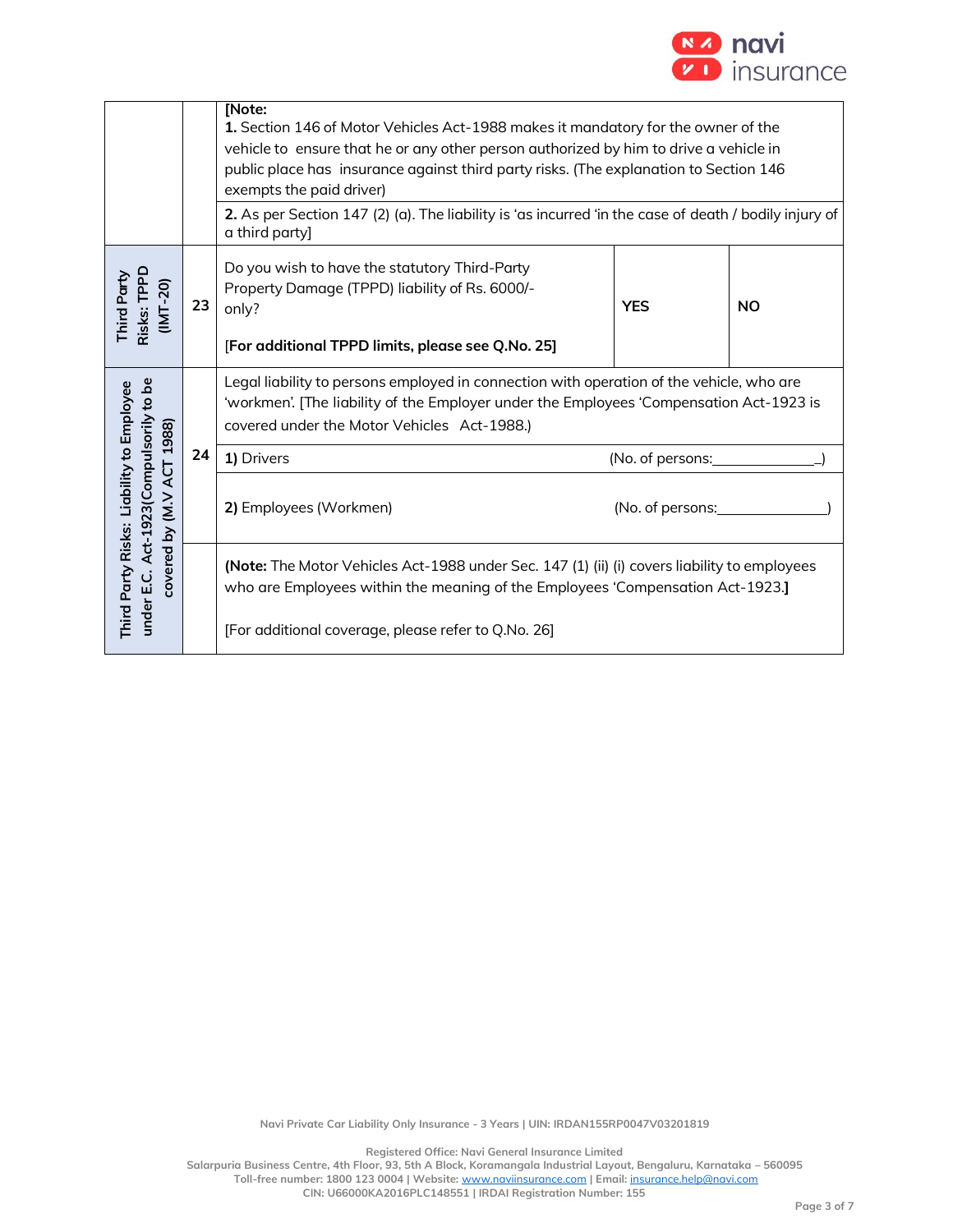| | | | | |
|---|---|---|---|---|
| | | **[Note:**<br>**1.** Section 146 of Motor Vehicles Act-1988 makes it mandatory for the owner of the vehicle to ensure that he or any other person authorized by him to drive a vehicle in public place has insurance against third party risks. (The explanation to Section 146 exempts the paid driver) | | |
| | | **2.** As per Section 147 (2) (a). The liability is 'as incurred 'in the case of death / bodily injury of a third party] | | |
| **Third Party Risks: TPPD (IMT-20)** | 23 | Do you wish to have the statutory Third-Party Property Damage (TPPD) liability of Rs. 6000/- only?<br><br>**[For additional TPPD limits, please see Q.No. 25]** | **YES** | **NO** |
| **Third Party Risks: Liability to Employee under E.C. Act-1923(Compulsorily to be covered by (M.V ACT 1988)** | 24 | Legal liability to persons employed in connection with operation of the vehicle, who are 'workmen'. [The liability of the Employer under the Employees 'Compensation Act-1923 is covered under the Motor Vehicles Act-1988.) | | |
| | | **1)** Drivers (No. of persons:_____________) | | |
| | | **2)** Employees (Workmen) (No. of persons:_____________) | | |
| | | **(Note:** The Motor Vehicles Act-1988 under Sec. 147 (1) (ii) (i) covers liability to employees who are Employees within the meaning of the Employees 'Compensation Act-1923.**]**<br><br>[For additional coverage, please refer to Q.No. 26] | | |

Navi Private Car Liability Only Insurance - 3 Years | UIN: IRDAN155RP0047V03201819

Registered Office: Navi General Insurance Limited
Salarpuria Business Centre, 4th Floor, 93, 5th A Block, Koramangala Industrial Layout, Bengaluru, Karnataka – 560095
Toll-free number: 1800 123 0004 | Website: www.naviinsurance.com | Email: insurance.help@navi.com
CIN: U66000KA2016PLC148551 | IRDAI Registration Number: 155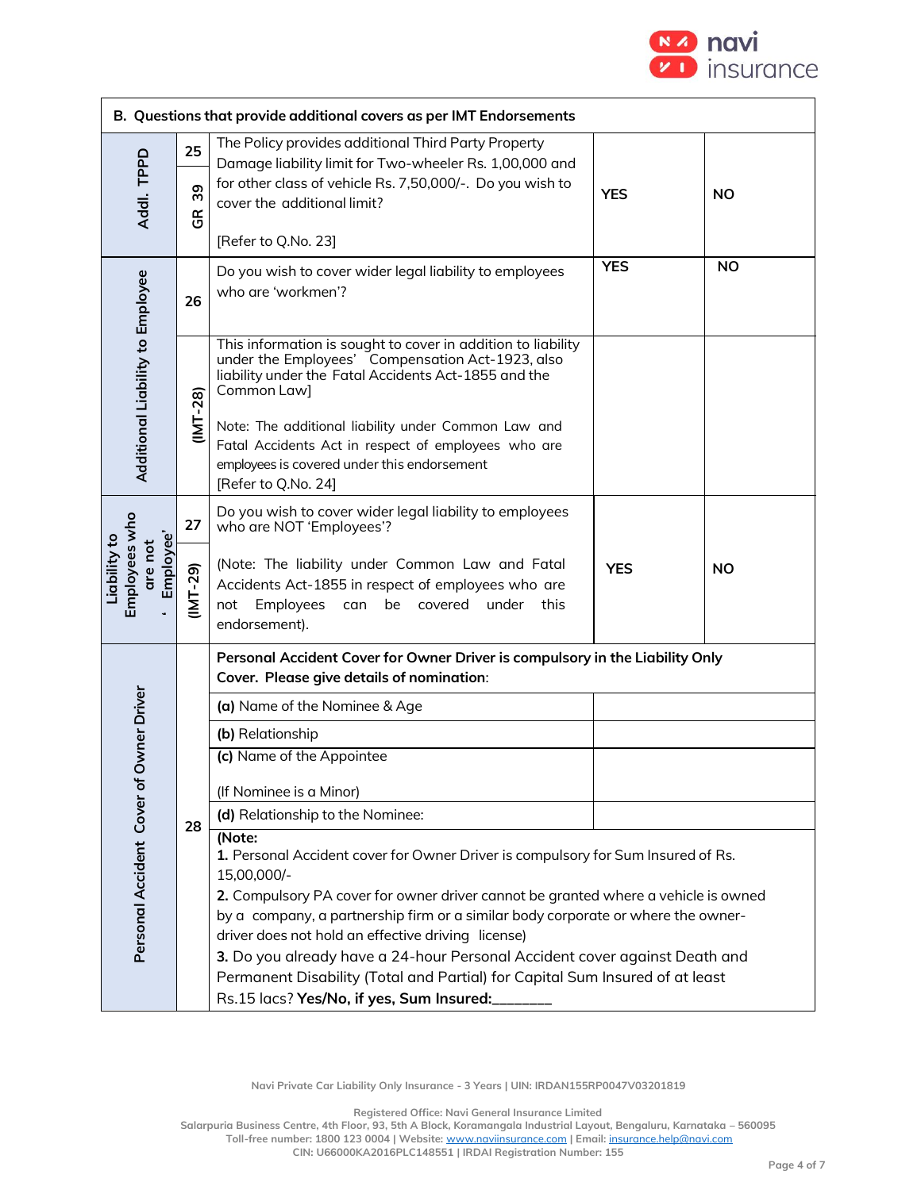| B. Questions that provide additional covers as per IMT Endorsements | | | | |
|---|---|---|---|---|
| Addl. TPPD | 25<br>GR 39 | The Policy provides additional Third Party Property Damage liability limit for Two-wheeler Rs. 1,00,000 and for other class of vehicle Rs. 7,50,000/-. Do you wish to cover the additional limit?<br><br>[Refer to Q.No. 23] | YES | NO |
| Additional Liability to Employee | 26 | Do you wish to cover wider legal liability to employees who are 'workmen'? | YES | NO |
| | (IMT-28) | This information is sought to cover in addition to liability under the Employees' Compensation Act-1923, also liability under the Fatal Accidents Act-1855 and the Common Law]<br><br>Note: The additional liability under Common Law and Fatal Accidents Act in respect of employees who are employees is covered under this endorsement<br>[Refer to Q.No. 24] | | |
| Liability to Employees who are not 'Employee' | 27<br>(IMT-29) | Do you wish to cover wider legal liability to employees who are NOT 'Employees'?<br><br>(Note: The liability under Common Law and Fatal Accidents Act-1855 in respect of employees who are not Employees can be covered under this endorsement). | YES | NO |
| Personal Accident Cover of Owner Driver | 28 | **Personal Accident Cover for Owner Driver is compulsory in the Liability Only Cover. Please give details of nomination**: | | |
| | | **(a)** Name of the Nominee & Age | | |
| | | **(b)** Relationship | | |
| | | **(c)** Name of the Appointee<br><br>(If Nominee is a Minor) | | |
| | | **(d)** Relationship to the Nominee: | | |
| | | **(Note:**<br>**1.** Personal Accident cover for Owner Driver is compulsory for Sum Insured of Rs. 15,00,000/-<br>**2.** Compulsory PA cover for owner driver cannot be granted where a vehicle is owned by a company, a partnership firm or a similar body corporate or where the owner-driver does not hold an effective driving license)<br>**3.** Do you already have a 24-hour Personal Accident cover against Death and Permanent Disability (Total and Partial) for Capital Sum Insured of at least Rs.15 lacs? **Yes/No, if yes, Sum Insured:_______** | | |

Navi Private Car Liability Only Insurance - 3 Years | UIN: IRDAN155RP0047V03201819

Registered Office: Navi General Insurance Limited
Salarpuria Business Centre, 4th Floor, 93, 5th A Block, Koramangala Industrial Layout, Bengaluru, Karnataka – 560095
Toll-free number: 1800 123 0004 | Website: www.naviinsurance.com | Email: insurance.help@navi.com
CIN: U66000KA2016PLC148551 | IRDAI Registration Number: 155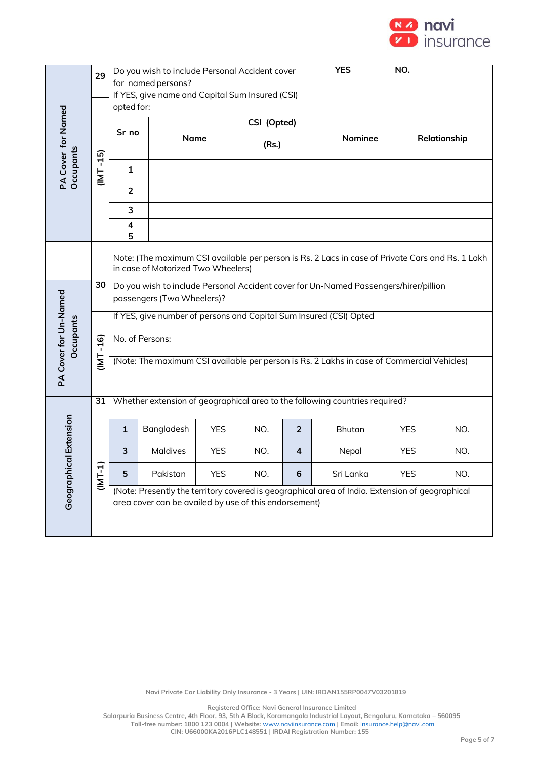| Section | No. | Details | | | | |
|---|---|---|---|---|---|---|
| PA Cover for Named Occupants | 29 | Do you wish to include Personal Accident cover for named persons? If YES, give name and Capital Sum Insured (CSI) opted for: | | YES | NO. | |
| | (IMT - 15) | Sr no | Name | CSI (Opted) (Rs.) | Nominee | Relationship |
| | | 1 | | | | |
| | | 2 | | | | |
| | | 3 | | | | |
| | | 4 | | | | |
| | | 5 | | | | |
| | | Note: (The maximum CSI available per person is Rs. 2 Lacs in case of Private Cars and Rs. 1 Lakh in case of Motorized Two Wheelers) | | | | |
| PA Cover for Un-Named Occupants | 30 | Do you wish to include Personal Accident cover for Un-Named Passengers/hirer/pillion passengers (Two Wheelers)? | | | | |
| | (IMT - 16) | If YES, give number of persons and Capital Sum Insured (CSI) Opted | | | | |
| | | No. of Persons:___________ | | | | |
| | | (Note: The maximum CSI available per person is Rs. 2 Lakhs in case of Commercial Vehicles) | | | | |

| Section | No. | | | | | | | | |
|---|---|---|---|---|---|---|---|---|---|
| Geographical Extension | 31 | Whether extension of geographical area to the following countries required? | | | | | | | |
| | (IMT-1) | 1 | Bangladesh | YES | NO. | 2 | Bhutan | YES | NO. |
| | | 3 | Maldives | YES | NO. | 4 | Nepal | YES | NO. |
| | | 5 | Pakistan | YES | NO. | 6 | Sri Lanka | YES | NO. |
| | | (Note: Presently the territory covered is geographical area of India. Extension of geographical area cover can be availed by use of this endorsement) | | | | | | | |

Navi Private Car Liability Only Insurance - 3 Years | UIN: IRDAN155RP0047V03201819

Registered Office: Navi General Insurance Limited
Salarpuria Business Centre, 4th Floor, 93, 5th A Block, Koramangala Industrial Layout, Bengaluru, Karnataka – 560095
Toll-free number: 1800 123 0004 | Website: www.naviinsurance.com | Email: insurance.help@navi.com
CIN: U66000KA2016PLC148551 | IRDAI Registration Number: 155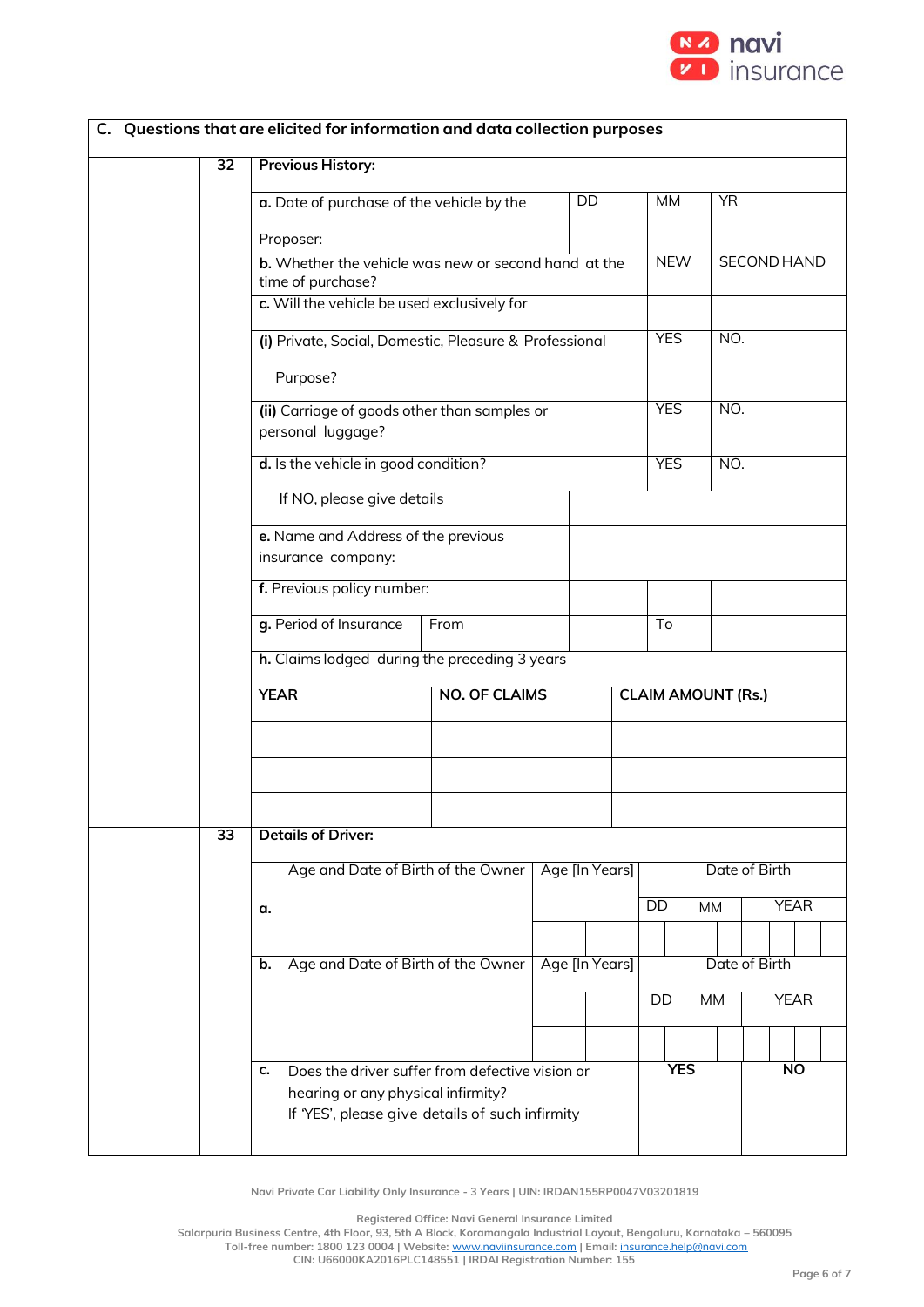## C. Questions that are elicited for information and data collection purposes

| | | | | | |
|---|---|---|---|---|---|
| 32 | **Previous History:** | | | | |
| | **a.** Date of purchase of the vehicle by the Proposer: | DD | | MM | YR |
| | **b.** Whether the vehicle was new or second hand at the time of purchase? | | | NEW | SECOND HAND |
| | **c.** Will the vehicle be used exclusively for | | | | |
| | **(i)** Private, Social, Domestic, Pleasure & Professional Purpose? | | | YES | NO. |
| | **(ii)** Carriage of goods other than samples or personal luggage? | | | YES | NO. |
| | **d.** Is the vehicle in good condition? | | | YES | NO. |
| | If NO, please give details | | | | |
| | **e.** Name and Address of the previous insurance company: | | | | |
| | **f.** Previous policy number: | | | | |
| | **g.** Period of Insurance | From | | To | |
| | **h.** Claims lodged during the preceding 3 years | | | | |

| YEAR | NO. OF CLAIMS | CLAIM AMOUNT (Rs.) |
|---|---|---|
| | | |
| | | |
| | | |

| | | | | | |
|---|---|---|---|---|---|
| 33 | **Details of Driver:** | | | | |
| a. | Age and Date of Birth of the Owner | Age [In Years] | Date of Birth | | |
| | | | DD | MM | YEAR |
| | | | | | |
| b. | Age and Date of Birth of the Owner | Age [In Years] | Date of Birth | | |
| | | | DD | MM | YEAR |
| | | | | | |
| c. | Does the driver suffer from defective vision or hearing or any physical infirmity? If 'YES', please give details of such infirmity | | **YES** | | **NO** |

Navi Private Car Liability Only Insurance - 3 Years | UIN: IRDAN155RP0047V03201819

Registered Office: Navi General Insurance Limited
Salarpuria Business Centre, 4th Floor, 93, 5th A Block, Koramangala Industrial Layout, Bengaluru, Karnataka – 560095
Toll-free number: 1800 123 0004 | Website: www.naviinsurance.com | Email: insurance.help@navi.com
CIN: U66000KA2016PLC148551 | IRDAI Registration Number: 155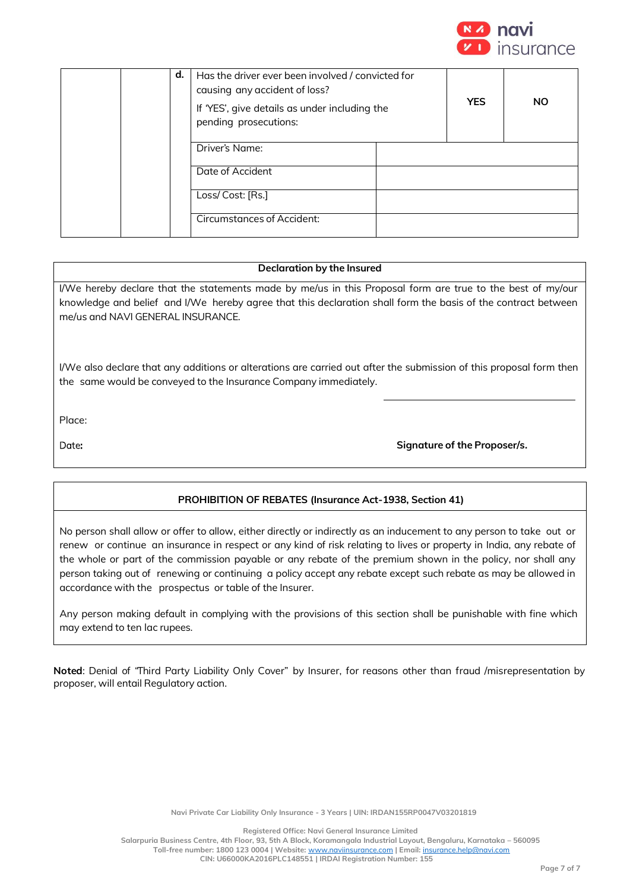| | | | | | |
|---|---|---|---|---|---|
| | | d. | Has the driver ever been involved / convicted for causing any accident of loss?<br><br>If 'YES', give details as under including the pending prosecutions: | YES | NO |
| | | | Driver's Name: | | |
| | | | Date of Accident | | |
| | | | Loss/ Cost: [Rs.] | | |
| | | | Circumstances of Accident: | | |

**Declaration by the Insured**

I/We hereby declare that the statements made by me/us in this Proposal form are true to the best of my/our knowledge and belief and I/We hereby agree that this declaration shall form the basis of the contract between me/us and NAVI GENERAL INSURANCE.

I/We also declare that any additions or alterations are carried out after the submission of this proposal form then the same would be conveyed to the Insurance Company immediately.

Place:

Date:

**Signature of the Proposer/s.**

**PROHIBITION OF REBATES (Insurance Act-1938, Section 41)**

No person shall allow or offer to allow, either directly or indirectly as an inducement to any person to take out or renew or continue an insurance in respect or any kind of risk relating to lives or property in India, any rebate of the whole or part of the commission payable or any rebate of the premium shown in the policy, nor shall any person taking out of renewing or continuing a policy accept any rebate except such rebate as may be allowed in accordance with the prospectus or table of the Insurer.

Any person making default in complying with the provisions of this section shall be punishable with fine which may extend to ten lac rupees.

**Noted**: Denial of "Third Party Liability Only Cover" by Insurer, for reasons other than fraud /misrepresentation by proposer, will entail Regulatory action.

Navi Private Car Liability Only Insurance - 3 Years | UIN: IRDAN155RP0047V03201819

Registered Office: Navi General Insurance Limited
Salarpuria Business Centre, 4th Floor, 93, 5th A Block, Koramangala Industrial Layout, Bengaluru, Karnataka – 560095
Toll-free number: 1800 123 0004 | Website: www.naviinsurance.com | Email: insurance.help@navi.com
CIN: U66000KA2016PLC148551 | IRDAI Registration Number: 155